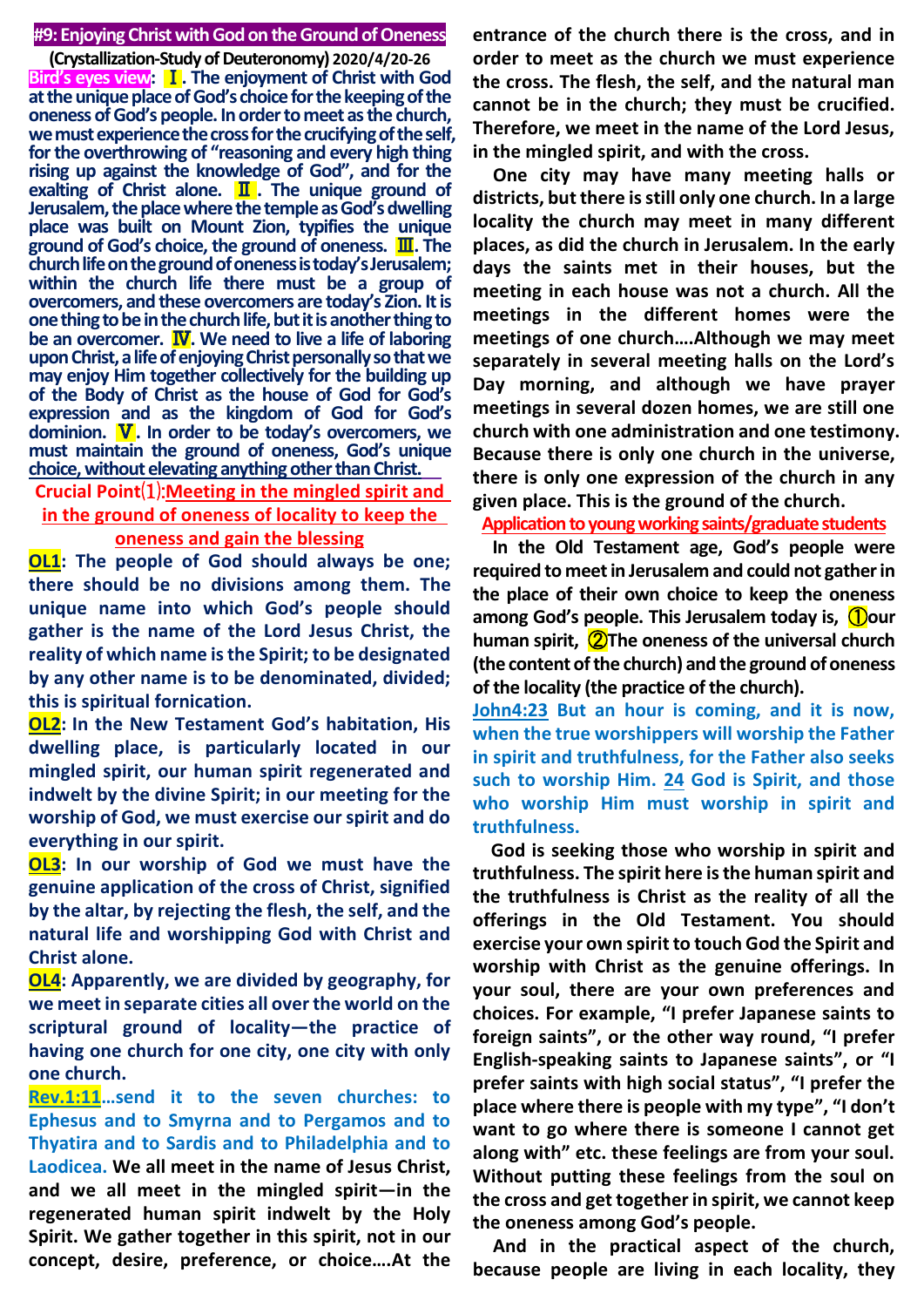# #9: Enjoying Christ with God on the Ground of Oneness

**(Crystallization-Study of Deuteronomy) 2020/4/20-26**

**Bird's eyes view: Ⅰ. The enjoyment of Christ with God at the unique place of God's choice for the keeping of the oneness of God's people. In order to meet as the church, we must experience the cross for the crucifying of the self, for the overthrowing of "reasoning and every high thing rising up against the knowledge of God", and for the exalting of Christ alone. Ⅱ. The unique ground of Jerusalem, the place where the temple as God's dwelling place was built on Mount Zion, typifies the unique ground of God's choice, the ground of oneness. Ⅲ. The church life on the ground of oneness is today's Jerusalem; within the church life there must be a group of overcomers, and these overcomers are today's Zion. It is one thing to be in the church life, but it is another thing to be an overcomer. Ⅳ. We need to live a life of laboring upon Christ, a life of enjoying Christ personally so that we may enjoy Him together collectively for the building up of the Body of Christ as the house of God for God's expression and as the kingdom of God for God's dominion. Ⅴ. In order to be today's overcomers, we must maintain the ground of oneness, God's unique choice, without elevating anything other than Christ.**

## Crucial Point⑴: Meeting in the mingled spirit and in the ground of oneness of locality to keep the oneness and gain the blessing

**OL1: The people of God should always be one; there should be no divisions among them. The unique name into which God's people should gather is the name of the Lord Jesus Christ, the reality of which name is the Spirit; to be designated by any other name is to be denominated, divided; this is spiritual fornication.**

**OL2: In the New Testament God's habitation, His dwelling place, is particularly located in our mingled spirit, our human spirit regenerated and indwelt by the divine Spirit; in our meeting for the worship of God, we must exercise our spirit and do everything in our spirit.**

**OL3: In our worship of God we must have the genuine application of the cross of Christ, signified by the altar, by rejecting the flesh, the self, and the natural life and worshipping God with Christ and Christ alone.**

**OL4: Apparently, we are divided by geography, for we meet in separate cities all over the world on the scriptural ground of locality—the practice of having one church for one city, one city with only one church.**

**Rev.1:11…send it to the seven churches: to Ephesus and to Smyrna and to Pergamos and to Thyatira and to Sardis and to Philadelphia and to Laodicea.** We all meet in the name of Jesus Christ, and we all meet in the mingled spirit—in the regenerated human spirit indwelt by the Holy Spirit. We gather together in this spirit, not in our concept, desire, preference, or choice….At the entrance of the church there is the cross, and in order to meet as the church we must experience the cross. The flesh, the self, and the natural man cannot be in the church; they must be crucified. Therefore, we meet in the name of the Lord Jesus, in the mingled spirit, and with the cross.

One city may have many meeting halls or districts, but there is still only one church. In a large locality the church may meet in many different places, as did the church in Jerusalem. In the early days the saints met in their houses, but the meeting in each house was not a church. All the meetings in the different homes were the meetings of one church….Although we may meet separately in several meeting halls on the Lord's Day morning, and although we have prayer meetings in several dozen homes, we are still one church with one administration and one testimony. Because there is only one church in the universe, there is only one expression of the church in any given place. This is the ground of the church.

### Application to young working saints/graduate students

In the Old Testament age, God's people were required to meet in Jerusalem and could not gather in the place of their own choice to keep the oneness among God's people. This Jerusalem today is, ①our human spirit, ②The oneness of the universal church (the content of the church) and the ground of oneness of the locality (the practice of the church).

**John4:23 But an hour is coming, and it is now, when the true worshippers will worship the Father in spirit and truthfulness, for the Father also seeks such to worship Him. 24 God is Spirit, and those who worship Him must worship in spirit and truthfulness.**

God is seeking those who worship in spirit and truthfulness. The spirit here is the human spirit and the truthfulness is Christ as the reality of all the offerings in the Old Testament. You should exercise your own spirit to touch God the Spirit and worship with Christ as the genuine offerings. In your soul, there are your own preferences and choices. For example, "I prefer Japanese saints to foreign saints", or the other way round, "I prefer English-speaking saints to Japanese saints", or "I prefer saints with high social status", "I prefer the place where there is people with my type", "I don't want to go where there is someone I cannot get along with" etc. these feelings are from your soul. Without putting these feelings from the soul on the cross and get together in spirit, we cannot keep the oneness among God's people.

And in the practical aspect of the church, because people are living in each locality, they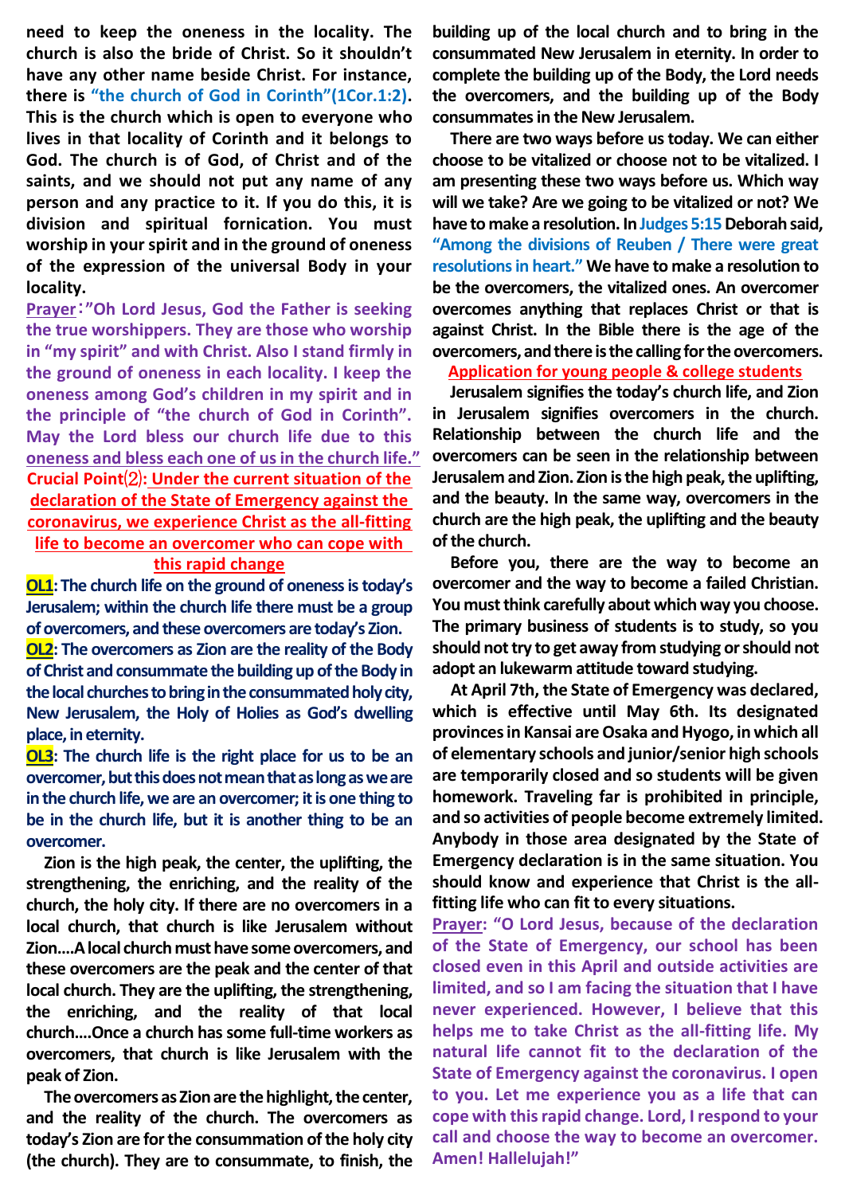need to keep the oneness in the locality. The church is also the bride of Christ. So it shouldn't have any other name beside Christ. For instance, there is **"the church of God in Corinth"(1Cor.1:2)**. This is the church which is open to everyone who lives in that locality of Corinth and it belongs to God. The church is of God, of Christ and of the saints, and we should not put any name of any person and any practice to it. If you do this, it is division and spiritual fornication. You must worship in your spirit and in the ground of oneness of the expression of the universal Body in your locality.

**Prayer:"Oh Lord Jesus, God the Father is seeking the true worshippers. They are those who worship in "my spirit" and with Christ. Also I stand firmly in the ground of oneness in each locality. I keep the oneness among God's children in my spirit and in the principle of "the church of God in Corinth". May the Lord bless our church life due to this oneness and bless each one of us in the church life."**

**Crucial Point⑵: Under the current situation of the declaration of the State of Emergency against the coronavirus, we experience Christ as the all-fitting life to become an overcomer who can cope with this rapid change**

**OL1: The church life on the ground of oneness is today's Jerusalem; within the church life there must be a group of overcomers, and these overcomers are today's Zion.**

**OL2: The overcomers as Zion are the reality of the Body of Christ and consummate the building up of the Body in the local churches to bring in the consummated holy city, New Jerusalem, the Holy of Holies as God's dwelling place, in eternity.**

**OL3: The church life is the right place for us to be an overcomer, but this does not mean that as long as we are in the church life, we are an overcomer; it is one thing to be in the church life, but it is another thing to be an overcomer.**

Zion is the high peak, the center, the uplifting, the strengthening, the enriching, and the reality of the church, the holy city. If there are no overcomers in a local church, that church is like Jerusalem without Zion....A local church must have some overcomers, and these overcomers are the peak and the center of that local church. They are the uplifting, the strengthening, the enriching, and the reality of that local church....Once a church has some full-time workers as overcomers, that church is like Jerusalem with the peak of Zion.

The overcomers as Zion are the highlight, the center, and the reality of the church. The overcomers as today's Zion are for the consummation of the holy city (the church). They are to consummate, to finish, the building up of the local church and to bring in the consummated New Jerusalem in eternity. In order to complete the building up of the Body, the Lord needs the overcomers, and the building up of the Body consummates in the New Jerusalem.

There are two ways before us today. We can either choose to be vitalized or choose not to be vitalized. I am presenting these two ways before us. Which way will we take? Are we going to be vitalized or not? We have to make a resolution. In **Judges 5:15** Deborah said, **"Among the divisions of Reuben / There were great resolutions in heart."** We have to make a resolution to be the overcomers, the vitalized ones. An overcomer overcomes anything that replaces Christ or that is against Christ. In the Bible there is the age of the overcomers, and there is the calling for the overcomers.

**Application for young people & college students**

Jerusalem signifies the today's church life, and Zion in Jerusalem signifies overcomers in the church. Relationship between the church life and the overcomers can be seen in the relationship between Jerusalem and Zion. Zion is the high peak, the uplifting, and the beauty. In the same way, overcomers in the church are the high peak, the uplifting and the beauty of the church.

Before you, there are the way to become an overcomer and the way to become a failed Christian. You must think carefully about which way you choose. The primary business of students is to study, so you should not try to get away from studying or should not adopt an lukewarm attitude toward studying.

At April 7th, the State of Emergency was declared, which is effective until May 6th. Its designated provinces in Kansai are Osaka and Hyogo, in which all of elementary schools and junior/senior high schools are temporarily closed and so students will be given homework. Traveling far is prohibited in principle, and so activities of people become extremely limited. Anybody in those area designated by the State of Emergency declaration is in the same situation. You should know and experience that Christ is the all-fitting life who can fit to every situations.

**Prayer: "O Lord Jesus, because of the declaration of the State of Emergency, our school has been closed even in this April and outside activities are limited, and so I am facing the situation that I have never experienced. However, I believe that this helps me to take Christ as the all-fitting life. My natural life cannot fit to the declaration of the State of Emergency against the coronavirus. I open to you. Let me experience you as a life that can cope with this rapid change. Lord, I respond to your call and choose the way to become an overcomer. Amen! Hallelujah!"**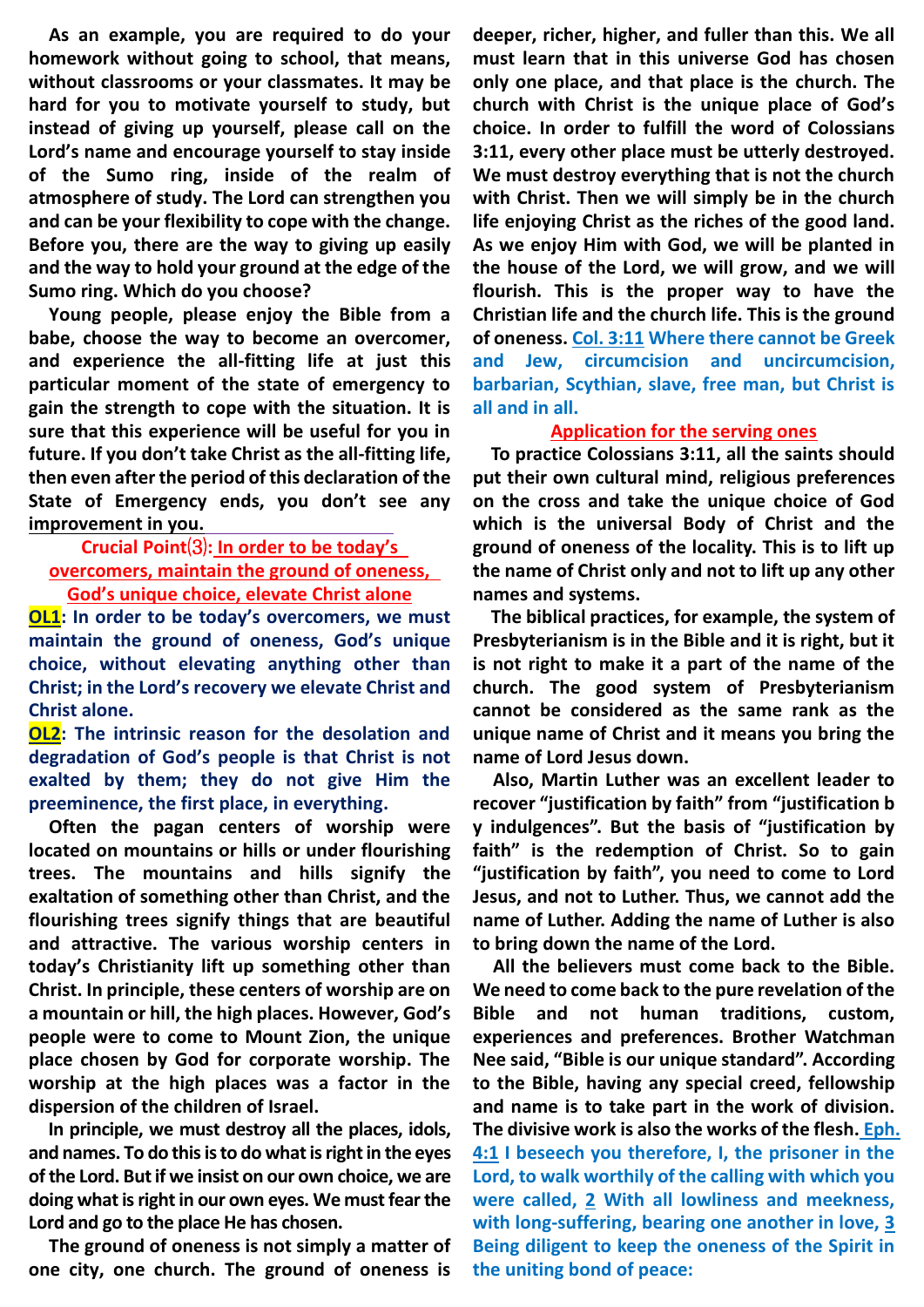**As an example, you are required to do your homework without going to school, that means, without classrooms or your classmates. It may be hard for you to motivate yourself to study, but instead of giving up yourself, please call on the Lord's name and encourage yourself to stay inside of the Sumo ring, inside of the realm of atmosphere of study. The Lord can strengthen you and can be your flexibility to cope with the change. Before you, there are the way to giving up easily and the way to hold your ground at the edge of the Sumo ring. Which do you choose?**

**Young people, please enjoy the Bible from a babe, choose the way to become an overcomer, and experience the all-fitting life at just this particular moment of the state of emergency to gain the strength to cope with the situation. It is sure that this experience will be useful for you in future. If you don't take Christ as the all-fitting life, then even after the period of this declaration of the State of Emergency ends, you don't see any improvement in you.**

**Crucial Point⑶: In order to be today's overcomers, maintain the ground of oneness, God's unique choice, elevate Christ alone**

**OL1: In order to be today's overcomers, we must maintain the ground of oneness, God's unique choice, without elevating anything other than Christ; in the Lord's recovery we elevate Christ and Christ alone.**

**OL2: The intrinsic reason for the desolation and degradation of God's people is that Christ is not exalted by them; they do not give Him the preeminence, the first place, in everything.**

**Often the pagan centers of worship were located on mountains or hills or under flourishing trees. The mountains and hills signify the exaltation of something other than Christ, and the flourishing trees signify things that are beautiful and attractive. The various worship centers in today's Christianity lift up something other than Christ. In principle, these centers of worship are on a mountain or hill, the high places. However, God's people were to come to Mount Zion, the unique place chosen by God for corporate worship. The worship at the high places was a factor in the dispersion of the children of Israel.**

**In principle, we must destroy all the places, idols, and names. To do this is to do what is right in the eyes of the Lord. But if we insist on our own choice, we are doing what is right in our own eyes. We must fear the Lord and go to the place He has chosen.**

**The ground of oneness is not simply a matter of one city, one church. The ground of oneness is deeper, richer, higher, and fuller than this. We all must learn that in this universe God has chosen only one place, and that place is the church. The church with Christ is the unique place of God's choice. In order to fulfill the word of Colossians 3:11, every other place must be utterly destroyed. We must destroy everything that is not the church with Christ. Then we will simply be in the church life enjoying Christ as the riches of the good land. As we enjoy Him with God, we will be planted in the house of the Lord, we will grow, and we will flourish. This is the proper way to have the Christian life and the church life. This is the ground of oneness. Col. 3:11 Where there cannot be Greek and Jew, circumcision and uncircumcision, barbarian, Scythian, slave, free man, but Christ is all and in all.**

**Application for the serving ones**

**To practice Colossians 3:11, all the saints should put their own cultural mind, religious preferences on the cross and take the unique choice of God which is the universal Body of Christ and the ground of oneness of the locality. This is to lift up the name of Christ only and not to lift up any other names and systems.**

**The biblical practices, for example, the system of Presbyterianism is in the Bible and it is right, but it is not right to make it a part of the name of the church. The good system of Presbyterianism cannot be considered as the same rank as the unique name of Christ and it means you bring the name of Lord Jesus down.**

**Also, Martin Luther was an excellent leader to recover "justification by faith" from "justification by indulgences". But the basis of "justification by faith" is the redemption of Christ. So to gain "justification by faith", you need to come to Lord Jesus, and not to Luther. Thus, we cannot add the name of Luther. Adding the name of Luther is also to bring down the name of the Lord.**

**All the believers must come back to the Bible. We need to come back to the pure revelation of the Bible and not human traditions, custom, experiences and preferences. Brother Watchman Nee said, "Bible is our unique standard". According to the Bible, having any special creed, fellowship and name is to take part in the work of division. The divisive work is also the works of the flesh. Eph. 4:1 I beseech you therefore, I, the prisoner in the Lord, to walk worthily of the calling with which you were called, 2 With all lowliness and meekness, with long-suffering, bearing one another in love, 3 Being diligent to keep the oneness of the Spirit in the uniting bond of peace:**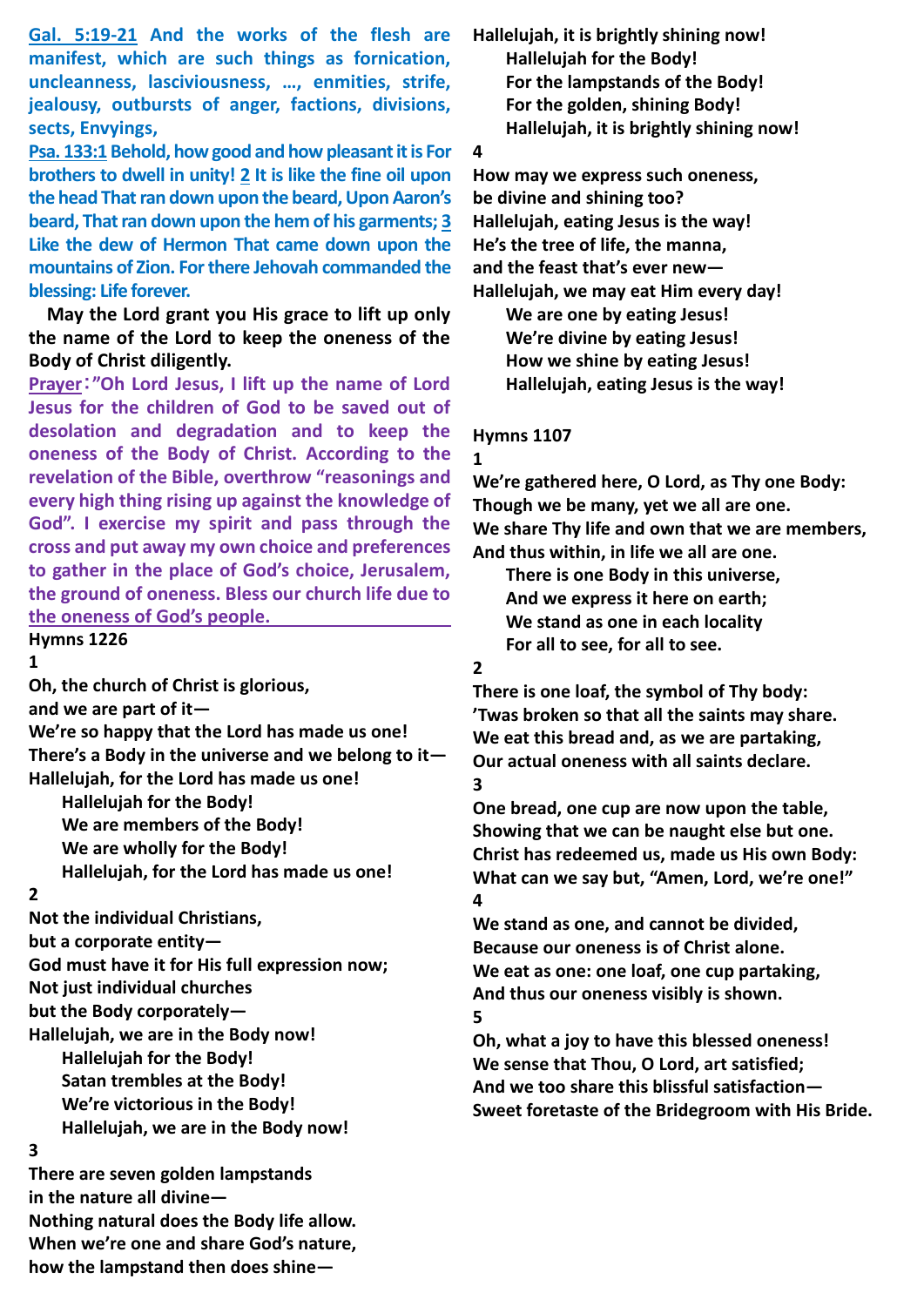**Gal. 5:19-21 And the works of the flesh are manifest, which are such things as fornication, uncleanness, lasciviousness, …, enmities, strife, jealousy, outbursts of anger, factions, divisions, sects, Envyings,**

**Psa. 133:1 Behold, how good and how pleasant it is For brothers to dwell in unity! 2 It is like the fine oil upon the head That ran down upon the beard, Upon Aaron's beard, That ran down upon the hem of his garments; 3 Like the dew of Hermon That came down upon the mountains of Zion. For there Jehovah commanded the blessing: Life forever.**

**May the Lord grant you His grace to lift up only the name of the Lord to keep the oneness of the Body of Christ diligently.**

**Prayer："Oh Lord Jesus, I lift up the name of Lord Jesus for the children of God to be saved out of desolation and degradation and to keep the oneness of the Body of Christ. According to the revelation of the Bible, overthrow "reasonings and every high thing rising up against the knowledge of God". I exercise my spirit and pass through the cross and put away my own choice and preferences to gather in the place of God's choice, Jerusalem, the ground of oneness. Bless our church life due to the oneness of God's people.**

**Hymns 1226**

**1**

**Oh, the church of Christ is glorious,**
**and we are part of it—**
**We're so happy that the Lord has made us one!**
**There's a Body in the universe and we belong to it—**
**Hallelujah, for the Lord has made us one!**

> **Hallelujah for the Body!**
> **We are members of the Body!**
> **We are wholly for the Body!**
> **Hallelujah, for the Lord has made us one!**

**2**

**Not the individual Christians,**
**but a corporate entity—**
**God must have it for His full expression now;**
**Not just individual churches**
**but the Body corporately—**
**Hallelujah, we are in the Body now!**

> **Hallelujah for the Body!**
> **Satan trembles at the Body!**
> **We're victorious in the Body!**
> **Hallelujah, we are in the Body now!**

**3**

**There are seven golden lampstands**
**in the nature all divine—**
**Nothing natural does the Body life allow.**
**When we're one and share God's nature,**
**how the lampstand then does shine—**
**Hallelujah, it is brightly shining now!**

> **Hallelujah for the Body!**
> **For the lampstands of the Body!**
> **For the golden, shining Body!**
> **Hallelujah, it is brightly shining now!**

**4**

**How may we express such oneness,**
**be divine and shining too?**
**Hallelujah, eating Jesus is the way!**
**He's the tree of life, the manna,**
**and the feast that's ever new—**
**Hallelujah, we may eat Him every day!**

> **We are one by eating Jesus!**
> **We're divine by eating Jesus!**
> **How we shine by eating Jesus!**
> **Hallelujah, eating Jesus is the way!**

**Hymns 1107**

**1**

**We're gathered here, O Lord, as Thy one Body:**
**Though we be many, yet we all are one.**
**We share Thy life and own that we are members,**
**And thus within, in life we all are one.**

> **There is one Body in this universe,**
> **And we express it here on earth;**
> **We stand as one in each locality**
> **For all to see, for all to see.**

**2**

**There is one loaf, the symbol of Thy body:**
**'Twas broken so that all the saints may share.**
**We eat this bread and, as we are partaking,**
**Our actual oneness with all saints declare.**

**3**

**One bread, one cup are now upon the table,**
**Showing that we can be naught else but one.**
**Christ has redeemed us, made us His own Body:**
**What can we say but, "Amen, Lord, we're one!"**

**4**

**We stand as one, and cannot be divided,**
**Because our oneness is of Christ alone.**
**We eat as one: one loaf, one cup partaking,**
**And thus our oneness visibly is shown.**

**5**

**Oh, what a joy to have this blessed oneness!**
**We sense that Thou, O Lord, art satisfied;**
**And we too share this blissful satisfaction—**
**Sweet foretaste of the Bridegroom with His Bride.**